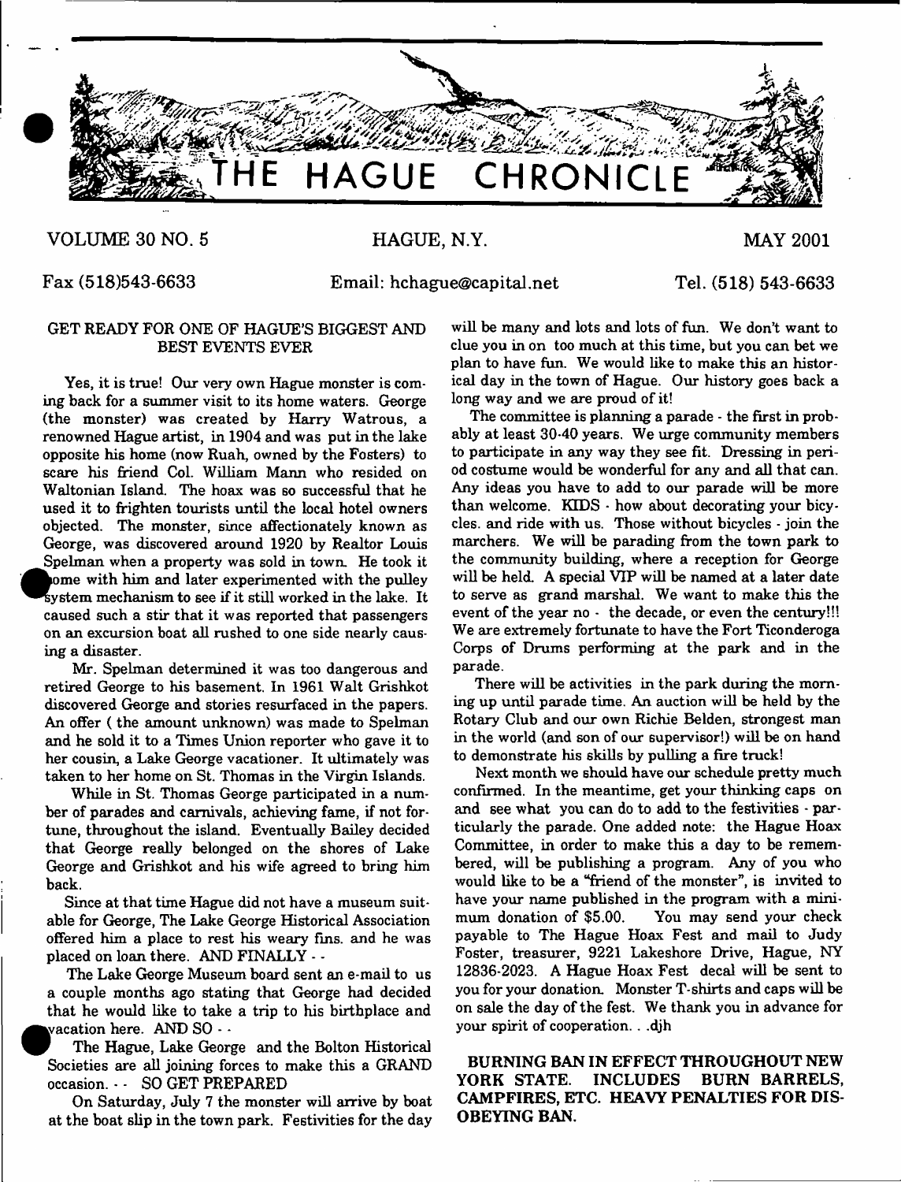# THE HAGUE CHRONICLE

VOLUME 30 NO. 5 HAGUE, N.Y. MAY 2001

Fax (518)543-6633 Email: hchague@capital.net Tel. (518) 543-6633

## GET READY FOR ONE OF HAGUE'S BIGGEST AND BEST EVENTS EVER

Yes, it is true! Our very own Hague monster is coming back for a summer visit to its home waters. George (the monster) was created by Harry Watrous, a renowned Hague artist, in 1904 and was put in the lake opposite his home (now Ruah, owned by the Fosters) to scare his friend Col. William Mann who resided on Waltonian Island. The hoax was so successful that he used it to frighten tourists until the local hotel owners objected. The monster, since affectionately known as George, was discovered around 1920 by Realtor Louis Spelman when a property was sold in town. He took it home with him and later experimented with the pulley system mechanism to see if it still worked in the lake. It caused such a stir that it was reported that passengers on an excursion boat all rushed to one side nearly causing a disaster.

Mr. Spelman determined it was too dangerous and retired George to his basement. In 1961 Walt Grishkot discovered George and stories resurfaced in the papers. An offer ( the amount unknown) was made to Spelman and he sold it to a Times Union reporter who gave it to her cousin, a Lake George vacationer. It ultimately was taken to her home on St. Thomas in the Virgin Islands.

While in St. Thomas George participated in a number of parades and carnivals, achieving fame, if not fortune, throughout the island. Eventually Bailey decided that George really belonged on the shores of Lake George and Grishkot and his wife agreed to bring him back.

Since at that time Hague did not have a museum suitable for George, The Lake George Historical Association offered him a place to rest his weary fins. and he was placed on loan there. AND FINALLY - -

The Lake George Museum board sent an e-mail to us a couple months ago stating that George had decided that he would like to take a trip to his birthplace and vacation here. AND SO - -

The Hague, Lake George and the Bolton Historical Societies are all joining forces to make this a GRAND occasion. - - SO GET PREPARED

On Saturday, July 7 the monster will arrive by boat at the boat slip in the town park. Festivities for the day will be many and lots and lots of fun. We don't want to clue you in on too much at this time, but you can bet we plan to have fun. We would like to make this an historical day in the town of Hague. Our history goes back a long way and we are proud of it!

The committee is planning a parade - the first in probably at least 30-40 years. We urge community members to participate in any way they see fit. Dressing in period costume would be wonderful for any and all that can. Any ideas you have to add to our parade will be more than welcome. KIDS - how about decorating your bicycles. and ride with us. Those without bicycles - join the marchers. We will be parading from the town park to the community building, where a reception for George will be held. A special VIP will be named at a later date to serve as grand marshal. We want to make this the event of the year no - the decade, or even the century!!! We are extremely fortunate to have the Fort Ticonderoga Corps of Drums performing at the park and in the parade.

There will be activities in the park during the morning up until parade time. An auction will be held by the Rotary Club and our own Richie Belden, strongest man in the world (and son of our supervisor!) will be on hand to demonstrate his skills by pulling a fire truck!

Next month we should have our schedule pretty much confirmed. In the meantime, get your thinking caps on and see what you can do to add to the festivities - particularly the parade. One added note: the Hague Hoax Committee, in order to make this a day to be remembered, will be publishing a program. Any of you who would like to be a "friend of the monster", is invited to have your name published in the program with a minimum donation of $5.00. You may send your check payable to The Hague Hoax Fest and mail to Judy Foster, treasurer, 9221 Lakeshore Drive, Hague, NY 12836-2023. A Hague Hoax Fest decal will be sent to you for your donation. Monster T-shirts and caps will be on sale the day of the fest. We thank you in advance for your spirit of cooperation. . .djh

**BURNING BAN IN EFFECT THROUGHOUT NEW YORK STATE. INCLUDES BURN BARRELS, CAMPFIRES, ETC. HEAVY PENALTIES FOR DISOBEYING BAN.**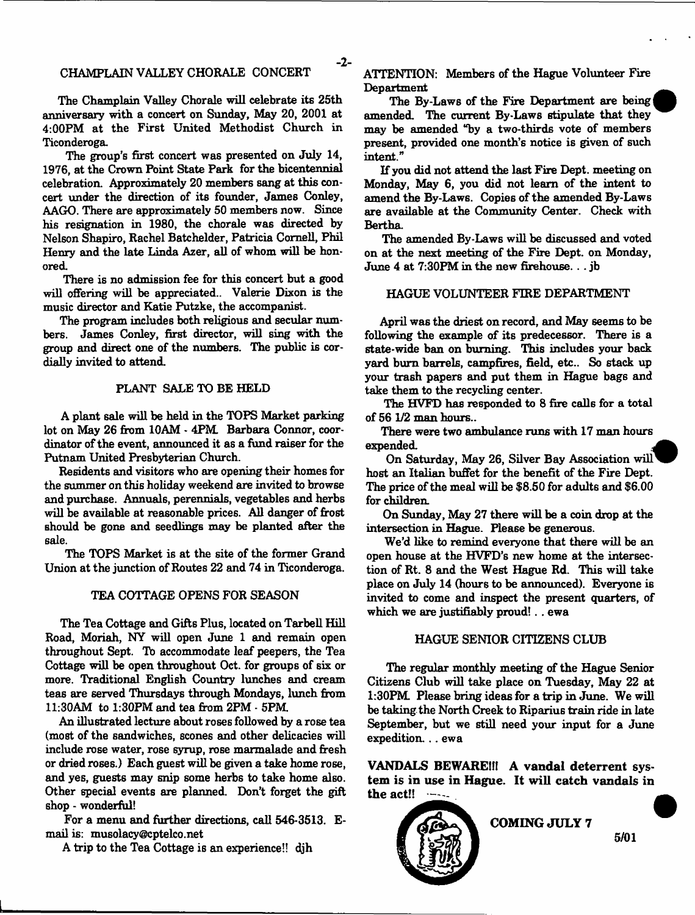## CHAMPLAIN VALLEY CHORALE CONCERT

The Champlain Valley Chorale will celebrate its 25th anniversary with a concert on Sunday, May 20, 2001 at 4:00PM at the First United Methodist Church in Ticonderoga.

The group's first concert was presented on July 14, 1976, at the Crown Point State Park for the bicentennial celebration. Approximately 20 members sang at this concert under the direction of its founder, James Conley, AAGO. There are approximately 50 members now. Since his resignation in 1980, the chorale was directed by Nelson Shapiro, Rachel Batchelder, Patricia Cornell, Phil Henry and the late Linda Azer, all of whom will be honored.

There is no admission fee for this concert but a good will offering will be appreciated.. Valerie Dixon is the music director and Katie Putzke, the accompanist.

The program includes both religious and secular numbers. James Conley, first director, will sing with the group and direct one of the numbers. The public is cordially invited to attend.

## PLANT SALE TO BE HELD

A plant sale will be held in the TOPS Market parking lot on May 26 from 10AM - 4PM. Barbara Connor, coordinator of the event, announced it as a fund raiser for the Putnam United Presbyterian Church.

Residents and visitors who are opening their homes for the summer on this holiday weekend are invited to browse and purchase. Annuals, perennials, vegetables and herbs will be available at reasonable prices. All danger of frost should be gone and seedlings may be planted after the sale.

The TOPS Market is at the site of the former Grand Union at the junction of Routes 22 and 74 in Ticonderoga.

## TEA COTTAGE OPENS FOR SEASON

The Tea Cottage and Gifts Plus, located on Tarbell Hill Road, Moriah, NY will open June 1 and remain open throughout Sept. To accommodate leaf peepers, the Tea Cottage will be open throughout Oct. for groups of six or more. Traditional English Country lunches and cream teas are served Thursdays through Mondays, lunch from 11:30AM to 1:30PM and tea from 2PM - 5PM.

An illustrated lecture about roses followed by a rose tea (most of the sandwiches, scones and other delicacies will include rose water, rose syrup, rose marmalade and fresh or dried roses.) Each guest will be given a take home rose, and yes, guests may snip some herbs to take home also. Other special events are planned. Don't forget the gift shop - wonderful!

For a menu and further directions, call 546-3513. E-mail is: musolacy@cptelco.net

A trip to the Tea Cottage is an experience!! djh

ATTENTION: Members of the Hague Volunteer Fire Department

The By-Laws of the Fire Department are being amended. The current By-Laws stipulate that they may be amended "by a two-thirds vote of members present, provided one month's notice is given of such intent."

If you did not attend the last Fire Dept. meeting on Monday, May 6, you did not learn of the intent to amend the By-Laws. Copies of the amended By-Laws are available at the Community Center. Check with Bertha.

The amended By-Laws will be discussed and voted on at the next meeting of the Fire Dept. on Monday, June 4 at 7:30PM in the new firehouse. . . jb

## HAGUE VOLUNTEER FIRE DEPARTMENT

April was the driest on record, and May seems to be following the example of its predecessor. There is a state-wide ban on burning. This includes your back yard burn barrels, campfires, field, etc.. So stack up your trash papers and put them in Hague bags and take them to the recycling center.

The HVFD has responded to 8 fire calls for a total of 56 1/2 man hours..

There were two ambulance runs with 17 man hours expended.

On Saturday, May 26, Silver Bay Association will host an Italian buffet for the benefit of the Fire Dept. The price of the meal will be $8.50 for adults and $6.00 for children.

On Sunday, May 27 there will be a coin drop at the intersection in Hague. Please be generous.

We'd like to remind everyone that there will be an open house at the HVFD's new home at the intersection of Rt. 8 and the West Hague Rd. This will take place on July 14 (hours to be announced). Everyone is invited to come and inspect the present quarters, of which we are justifiably proud! . . ewa

## HAGUE SENIOR CITIZENS CLUB

The regular monthly meeting of the Hague Senior Citizens Club will take place on Tuesday, May 22 at 1:30PM. Please bring ideas for a trip in June. We will be taking the North Creek to Riparius train ride in late September, but we still need your input for a June expedition. . . ewa

**VANDALS BEWARE!!! A vandal deterrent system is in use in Hague. It will catch vandals in the act!!**

**COMING JULY 7**

5/01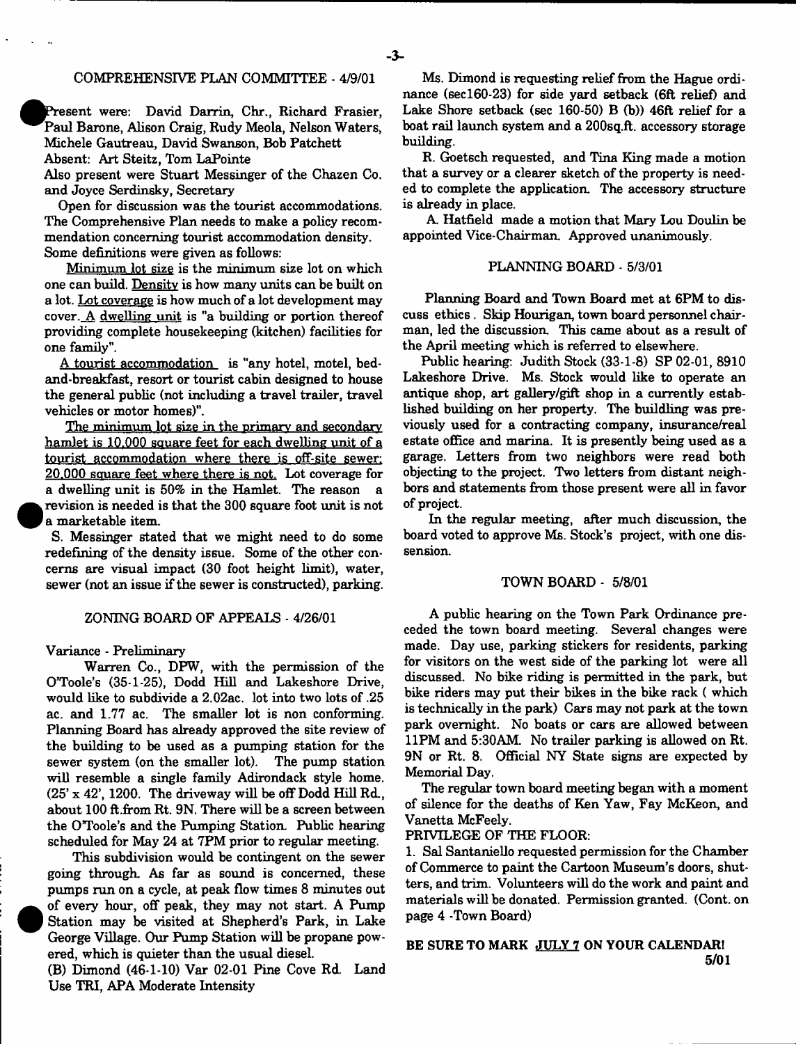## COMPREHENSIVE PLAN COMMITTEE - 4/9/01

Present were: David Darrin, Chr., Richard Frasier, Paul Barone, Alison Craig, Rudy Meola, Nelson Waters, Michele Gautreau, David Swanson, Bob Patchett

Absent: Art Steitz, Tom LaPointe

Also present were Stuart Messinger of the Chazen Co. and Joyce Serdinsky, Secretary

Open for discussion was the tourist accommodations. The Comprehensive Plan needs to make a policy recommendation concerning tourist accommodation density. Some definitions were given as follows:

Minimum lot size is the minimum size lot on which one can build. Density is how many units can be built on a lot. Lot coverage is how much of a lot development may cover. A dwelling unit is "a building or portion thereof providing complete housekeeping (kitchen) facilities for one family".

A tourist accommodation is "any hotel, motel, bed-and-breakfast, resort or tourist cabin designed to house the general public (not including a travel trailer, travel vehicles or motor homes)".

The minimum lot size in the primary and secondary hamlet is 10,000 square feet for each dwelling unit of a tourist accommodation where there is off-site sewer; 20,000 square feet where there is not. Lot coverage for a dwelling unit is 50% in the Hamlet. The reason a revision is needed is that the 300 square foot unit is not a marketable item.

S. Messinger stated that we might need to do some redefining of the density issue. Some of the other concerns are visual impact (30 foot height limit), water, sewer (not an issue if the sewer is constructed), parking.

## ZONING BOARD OF APPEALS - 4/26/01

Variance - Preliminary

Warren Co., DPW, with the permission of the O'Toole's (35-1-25), Dodd Hill and Lakeshore Drive, would like to subdivide a 2.02ac. lot into two lots of .25 ac. and 1.77 ac. The smaller lot is non conforming. Planning Board has already approved the site review of the building to be used as a pumping station for the sewer system (on the smaller lot). The pump station will resemble a single family Adirondack style home. (25' x 42', 1200. The driveway will be off Dodd Hill Rd., about 100 ft.from Rt. 9N. There will be a screen between the O'Toole's and the Pumping Station. Public hearing scheduled for May 24 at 7PM prior to regular meeting.

This subdivision would be contingent on the sewer going through. As far as sound is concerned, these pumps run on a cycle, at peak flow times 8 minutes out of every hour, off peak, they may not start. A Pump Station may be visited at Shepherd's Park, in Lake George Village. Our Pump Station will be propane powered, which is quieter than the usual diesel.

(B) Dimond (46-1-10) Var 02-01 Pine Cove Rd. Land Use TRI, APA Moderate Intensity

Ms. Dimond is requesting relief from the Hague ordinance (sec160-23) for side yard setback (6ft relief) and Lake Shore setback (sec 160-50) B (b)) 46ft relief for a boat rail launch system and a 200sq.ft. accessory storage building.

R. Goetsch requested, and Tina King made a motion that a survey or a clearer sketch of the property is needed to complete the application. The accessory structure is already in place.

A. Hatfield made a motion that Mary Lou Doulin be appointed Vice-Chairman. Approved unanimously.

## PLANNING BOARD - 5/3/01

Planning Board and Town Board met at 6PM to discuss ethics. Skip Hourigan, town board personnel chairman, led the discussion. This came about as a result of the April meeting which is referred to elsewhere.

Public hearing: Judith Stock (33-1-8) SP 02-01, 8910 Lakeshore Drive. Ms. Stock would like to operate an antique shop, art gallery/gift shop in a currently established building on her property. The buildling was previously used for a contracting company, insurance/real estate office and marina. It is presently being used as a garage. Letters from two neighbors were read both objecting to the project. Two letters from distant neighbors and statements from those present were all in favor of project.

In the regular meeting, after much discussion, the board voted to approve Ms. Stock's project, with one dissension.

## TOWN BOARD - 5/8/01

A public hearing on the Town Park Ordinance preceded the town board meeting. Several changes were made. Day use, parking stickers for residents, parking for visitors on the west side of the parking lot were all discussed. No bike riding is permitted in the park, but bike riders may put their bikes in the bike rack ( which is technically in the park) Cars may not park at the town park overnight. No boats or cars are allowed between 11PM and 5:30AM. No trailer parking is allowed on Rt. 9N or Rt. 8. Official NY State signs are expected by Memorial Day.

The regular town board meeting began with a moment of silence for the deaths of Ken Yaw, Fay McKeon, and Vanetta McFeely.

PRIVILEGE OF THE FLOOR:

1. Sal Santaniello requested permission for the Chamber of Commerce to paint the Cartoon Museum's doors, shutters, and trim. Volunteers will do the work and paint and materials will be donated. Permission granted. (Cont. on page 4 -Town Board)

**BE SURE TO MARK JULY 7 ON YOUR CALENDAR!**

5/01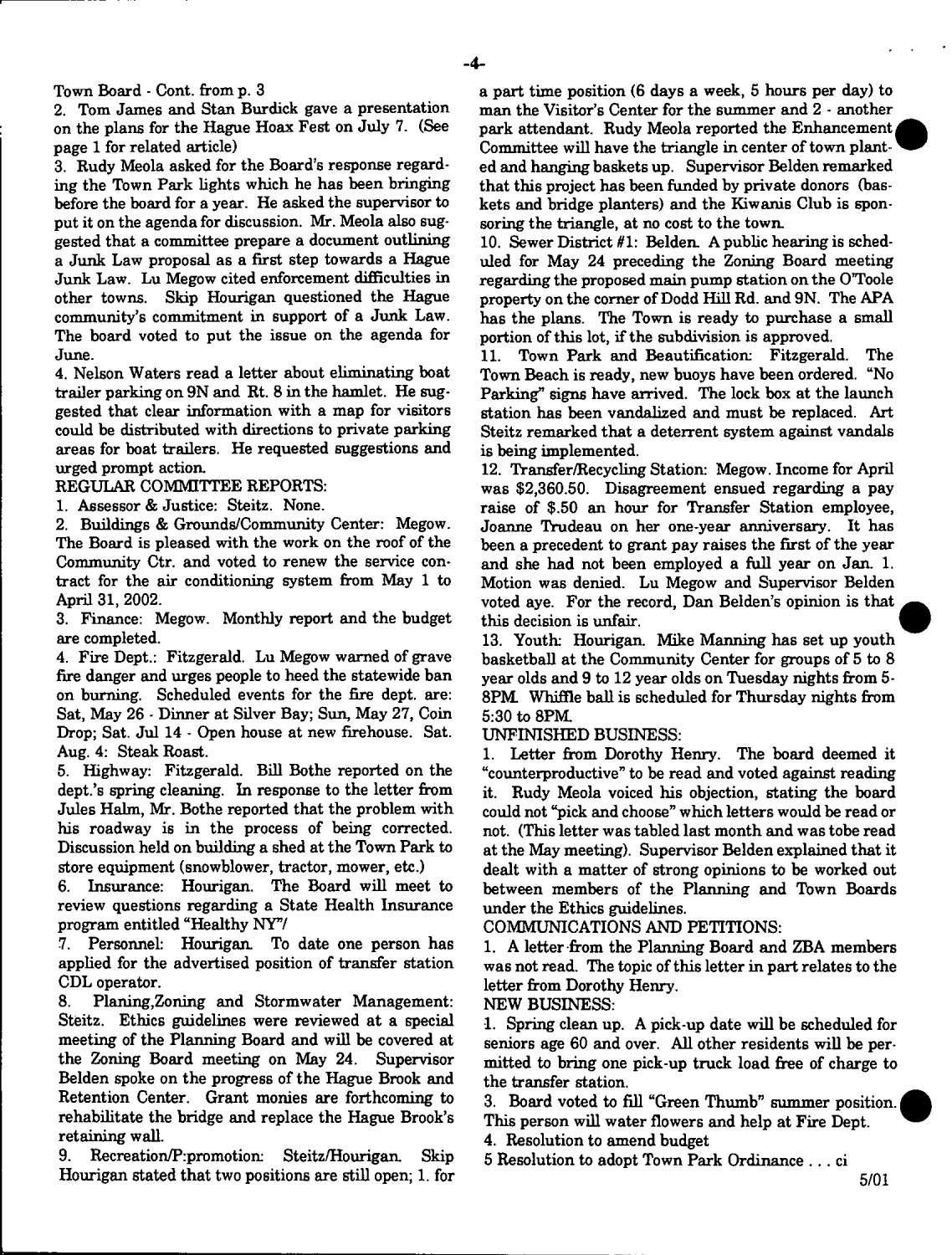Town Board - Cont. from p. 3

2. Tom James and Stan Burdick gave a presentation on the plans for the Hague Hoax Fest on July 7. (See page 1 for related article)

3. Rudy Meola asked for the Board's response regarding the Town Park lights which he has been bringing before the board for a year. He asked the supervisor to put it on the agenda for discussion. Mr. Meola also suggested that a committee prepare a document outlining a Junk Law proposal as a first step towards a Hague Junk Law. Lu Megow cited enforcement difficulties in other towns. Skip Hourigan questioned the Hague community's commitment in support of a Junk Law. The board voted to put the issue on the agenda for June.

4. Nelson Waters read a letter about eliminating boat trailer parking on 9N and Rt. 8 in the hamlet. He suggested that clear information with a map for visitors could be distributed with directions to private parking areas for boat trailers. He requested suggestions and urged prompt action.

REGULAR COMMITTEE REPORTS:

1. Assessor & Justice: Steitz. None.

2. Buildings & Grounds/Community Center: Megow. The Board is pleased with the work on the roof of the Community Ctr. and voted to renew the service contract for the air conditioning system from May 1 to April 31, 2002.

3. Finance: Megow. Monthly report and the budget are completed.

4. Fire Dept.: Fitzgerald. Lu Megow warned of grave fire danger and urges people to heed the statewide ban on burning. Scheduled events for the fire dept. are: Sat, May 26 - Dinner at Silver Bay; Sun, May 27, Coin Drop; Sat. Jul 14 - Open house at new firehouse. Sat. Aug. 4: Steak Roast.

5. Highway: Fitzgerald. Bill Bothe reported on the dept.'s spring cleaning. In response to the letter from Jules Halm, Mr. Bothe reported that the problem with his roadway is in the process of being corrected. Discussion held on building a shed at the Town Park to store equipment (snowblower, tractor, mower, etc.)

6. Insurance: Hourigan. The Board will meet to review questions regarding a State Health Insurance program entitled "Healthy NY"/

7. Personnel: Hourigan. To date one person has applied for the advertised position of transfer station CDL operator.

8. Planing,Zoning and Stormwater Management: Steitz. Ethics guidelines were reviewed at a special meeting of the Planning Board and will be covered at the Zoning Board meeting on May 24. Supervisor Belden spoke on the progress of the Hague Brook and Retention Center. Grant monies are forthcoming to rehabilitate the bridge and replace the Hague Brook's retaining wall.

9. Recreation/P:promotion: Steitz/Hourigan. Skip Hourigan stated that two positions are still open; 1. for a part time position (6 days a week, 5 hours per day) to man the Visitor's Center for the summer and 2 - another park attendant. Rudy Meola reported the Enhancement Committee will have the triangle in center of town planted and hanging baskets up. Supervisor Belden remarked that this project has been funded by private donors (baskets and bridge planters) and the Kiwanis Club is sponsoring the triangle, at no cost to the town.

10. Sewer District #1: Belden. A public hearing is scheduled for May 24 preceding the Zoning Board meeting regarding the proposed main pump station on the O'Toole property on the corner of Dodd Hill Rd. and 9N. The APA has the plans. The Town is ready to purchase a small portion of this lot, if the subdivision is approved.

11. Town Park and Beautification: Fitzgerald. The Town Beach is ready, new buoys have been ordered. "No Parking" signs have arrived. The lock box at the launch station has been vandalized and must be replaced. Art Steitz remarked that a deterrent system against vandals is being implemented.

12. Transfer/Recycling Station: Megow. Income for April was $2,360.50. Disagreement ensued regarding a pay raise of $.50 an hour for Transfer Station employee, Joanne Trudeau on her one-year anniversary. It has been a precedent to grant pay raises the first of the year and she had not been employed a full year on Jan. 1. Motion was denied. Lu Megow and Supervisor Belden voted aye. For the record, Dan Belden's opinion is that this decision is unfair.

13. Youth: Hourigan. Mike Manning has set up youth basketball at the Community Center for groups of 5 to 8 year olds and 9 to 12 year olds on Tuesday nights from 5-8PM. Whiffle ball is scheduled for Thursday nights from 5:30 to 8PM.

UNFINISHED BUSINESS:

1. Letter from Dorothy Henry. The board deemed it "counterproductive" to be read and voted against reading it. Rudy Meola voiced his objection, stating the board could not "pick and choose" which letters would be read or not. (This letter was tabled last month and was tobe read at the May meeting). Supervisor Belden explained that it dealt with a matter of strong opinions to be worked out between members of the Planning and Town Boards under the Ethics guidelines.

COMMUNICATIONS AND PETITIONS:

1. A letter from the Planning Board and ZBA members was not read. The topic of this letter in part relates to the letter from Dorothy Henry.

NEW BUSINESS:

1. Spring clean up. A pick-up date will be scheduled for seniors age 60 and over. All other residents will be permitted to bring one pick-up truck load free of charge to the transfer station.

3. Board voted to fill "Green Thumb" summer position. This person will water flowers and help at Fire Dept.

4. Resolution to amend budget

5 Resolution to adopt Town Park Ordinance . . . ci

5/01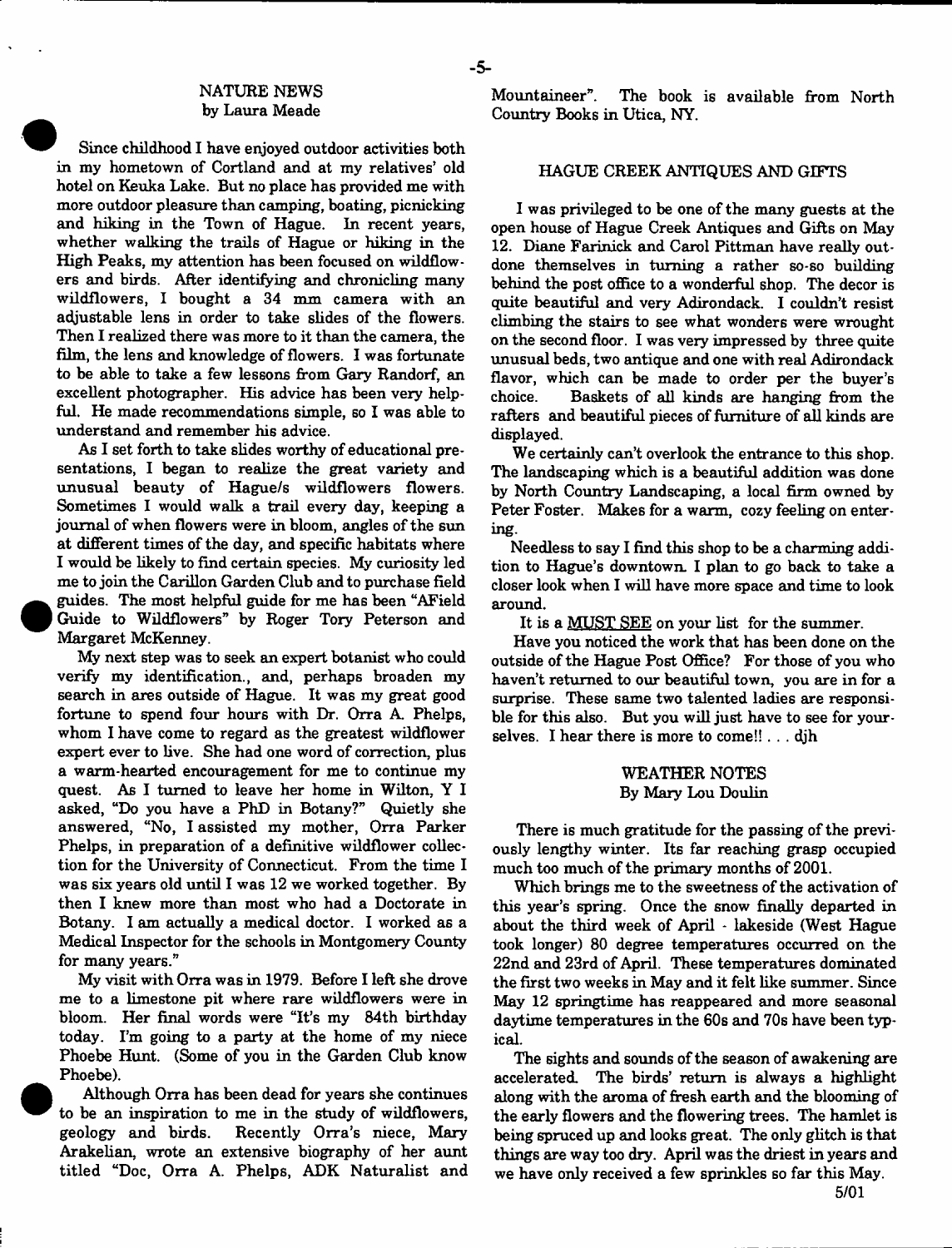## NATURE NEWS
by Laura Meade

Since childhood I have enjoyed outdoor activities both in my hometown of Cortland and at my relatives' old hotel on Keuka Lake. But no place has provided me with more outdoor pleasure than camping, boating, picnicking and hiking in the Town of Hague. In recent years, whether walking the trails of Hague or hiking in the High Peaks, my attention has been focused on wildflowers and birds. After identifying and chronicling many wildflowers, I bought a 34 mm camera with an adjustable lens in order to take slides of the flowers. Then I realized there was more to it than the camera, the film, the lens and knowledge of flowers. I was fortunate to be able to take a few lessons from Gary Randorf, an excellent photographer. His advice has been very helpful. He made recommendations simple, so I was able to understand and remember his advice.

As I set forth to take slides worthy of educational presentations, I began to realize the great variety and unusual beauty of Hague/s wildflowers flowers. Sometimes I would walk a trail every day, keeping a journal of when flowers were in bloom, angles of the sun at different times of the day, and specific habitats where I would be likely to find certain species. My curiosity led me to join the Carillon Garden Club and to purchase field guides. The most helpful guide for me has been "AField Guide to Wildflowers" by Roger Tory Peterson and Margaret McKenney.

My next step was to seek an expert botanist who could verify my identification., and, perhaps broaden my search in ares outside of Hague. It was my great good fortune to spend four hours with Dr. Orra A. Phelps, whom I have come to regard as the greatest wildflower expert ever to live. She had one word of correction, plus a warm-hearted encouragement for me to continue my quest. As I turned to leave her home in Wilton, Y I asked, "Do you have a PhD in Botany?" Quietly she answered, "No, I assisted my mother, Orra Parker Phelps, in preparation of a definitive wildflower collection for the University of Connecticut. From the time I was six years old until I was 12 we worked together. By then I knew more than most who had a Doctorate in Botany. I am actually a medical doctor. I worked as a Medical Inspector for the schools in Montgomery County for many years."

My visit with Orra was in 1979. Before I left she drove me to a limestone pit where rare wildflowers were in bloom. Her final words were "It's my 84th birthday today. I'm going to a party at the home of my niece Phoebe Hunt. (Some of you in the Garden Club know Phoebe).

Although Orra has been dead for years she continues to be an inspiration to me in the study of wildflowers, geology and birds. Recently Orra's niece, Mary Arakelian, wrote an extensive biography of her aunt titled "Doc, Orra A. Phelps, ADK Naturalist and Mountaineer". The book is available from North Country Books in Utica, NY.

## HAGUE CREEK ANTIQUES AND GIFTS

I was privileged to be one of the many guests at the open house of Hague Creek Antiques and Gifts on May 12. Diane Farinick and Carol Pittman have really outdone themselves in turning a rather so-so building behind the post office to a wonderful shop. The decor is quite beautiful and very Adirondack. I couldn't resist climbing the stairs to see what wonders were wrought on the second floor. I was very impressed by three quite unusual beds, two antique and one with real Adirondack flavor, which can be made to order per the buyer's choice. Baskets of all kinds are hanging from the rafters and beautiful pieces of furniture of all kinds are displayed.

We certainly can't overlook the entrance to this shop. The landscaping which is a beautiful addition was done by North Country Landscaping, a local firm owned by Peter Foster. Makes for a warm, cozy feeling on entering.

Needless to say I find this shop to be a charming addition to Hague's downtown. I plan to go back to take a closer look when I will have more space and time to look around.

It is a MUST SEE on your list for the summer.

Have you noticed the work that has been done on the outside of the Hague Post Office? For those of you who haven't returned to our beautiful town, you are in for a surprise. These same two talented ladies are responsible for this also. But you will just have to see for yourselves. I hear there is more to come!! . . . djh

## WEATHER NOTES
By Mary Lou Doulin

There is much gratitude for the passing of the previously lengthy winter. Its far reaching grasp occupied much too much of the primary months of 2001.

Which brings me to the sweetness of the activation of this year's spring. Once the snow finally departed in about the third week of April - lakeside (West Hague took longer) 80 degree temperatures occurred on the 22nd and 23rd of April. These temperatures dominated the first two weeks in May and it felt like summer. Since May 12 springtime has reappeared and more seasonal daytime temperatures in the 60s and 70s have been typical.

The sights and sounds of the season of awakening are accelerated. The birds' return is always a highlight along with the aroma of fresh earth and the blooming of the early flowers and the flowering trees. The hamlet is being spruced up and looks great. The only glitch is that things are way too dry. April was the driest in years and we have only received a few sprinkles so far this May.

5/01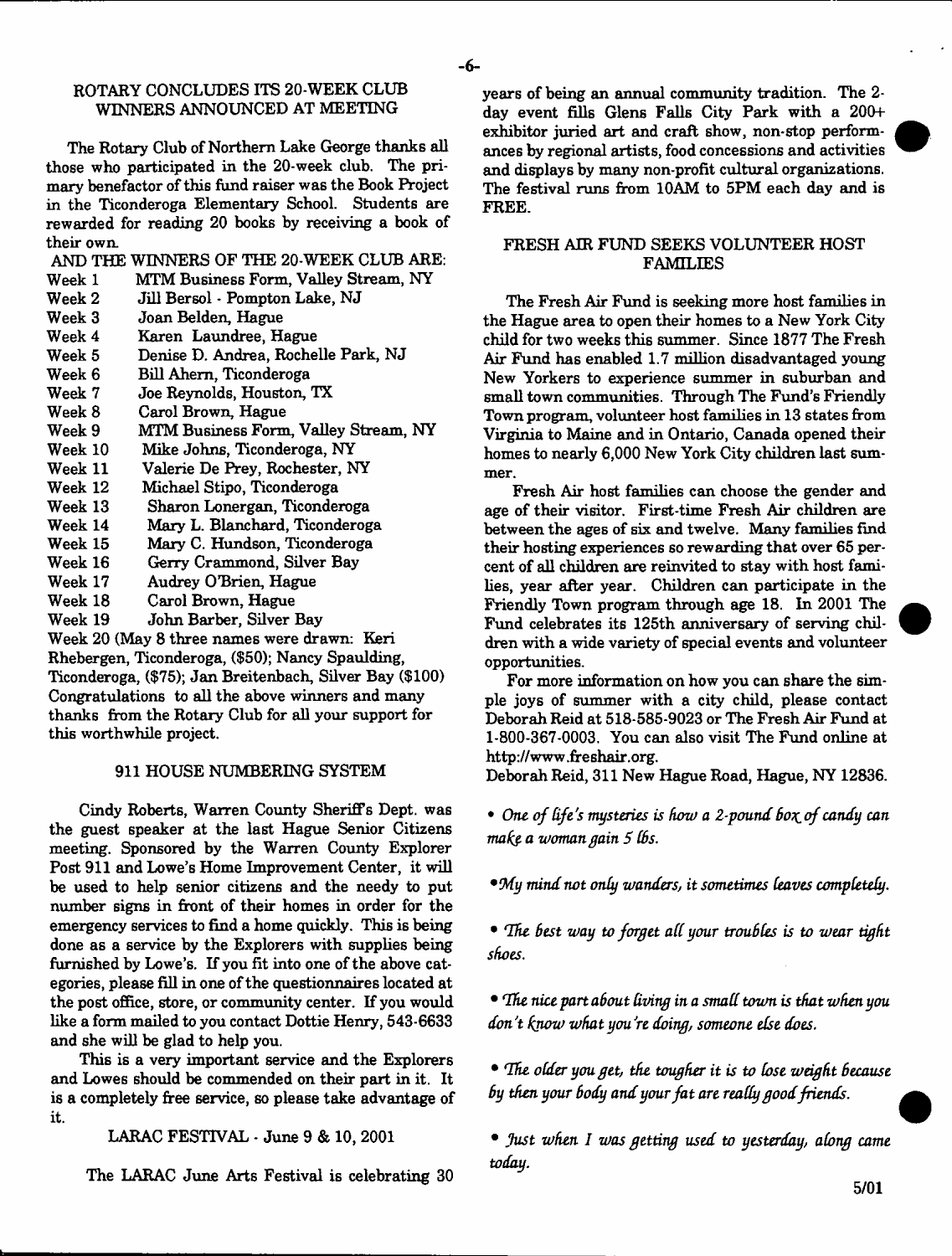## ROTARY CONCLUDES ITS 20-WEEK CLUB WINNERS ANNOUNCED AT MEETING

The Rotary Club of Northern Lake George thanks all those who participated in the 20-week club. The primary benefactor of this fund raiser was the Book Project in the Ticonderoga Elementary School. Students are rewarded for reading 20 books by receiving a book of their own.

AND THE WINNERS OF THE 20-WEEK CLUB ARE:

- Week 1 MTM Business Form, Valley Stream, NY
- Week 2 Jill Bersol - Pompton Lake, NJ
- Week 3 Joan Belden, Hague
- Week 4 Karen Laundree, Hague
- Week 5 Denise D. Andrea, Rochelle Park, NJ
- Week 6 Bill Ahern, Ticonderoga
- Week 7 Joe Reynolds, Houston, TX
- Week 8 Carol Brown, Hague
- Week 9 MTM Business Form, Valley Stream, NY
- Week 10 Mike Johns, Ticonderoga, NY
- Week 11 Valerie De Prey, Rochester, NY
- Week 12 Michael Stipo, Ticonderoga
- Week 13 Sharon Lonergan, Ticonderoga
- Week 14 Mary L. Blanchard, Ticonderoga
- Week 15 Mary C. Hundson, Ticonderoga
- Week 16 Gerry Crammond, Silver Bay
- Week 17 Audrey O'Brien, Hague
- Week 18 Carol Brown, Hague
- Week 19 John Barber, Silver Bay

Week 20 (May 8 three names were drawn: Keri Rhebergen, Ticonderoga, ($50); Nancy Spaulding, Ticonderoga, ($75); Jan Breitenbach, Silver Bay ($100) Congratulations to all the above winners and many thanks from the Rotary Club for all your support for this worthwhile project.

## 911 HOUSE NUMBERING SYSTEM

Cindy Roberts, Warren County Sheriff's Dept. was the guest speaker at the last Hague Senior Citizens meeting. Sponsored by the Warren County Explorer Post 911 and Lowe's Home Improvement Center, it will be used to help senior citizens and the needy to put number signs in front of their homes in order for the emergency services to find a home quickly. This is being done as a service by the Explorers with supplies being furnished by Lowe's. If you fit into one of the above categories, please fill in one of the questionnaires located at the post office, store, or community center. If you would like a form mailed to you contact Dottie Henry, 543-6633 and she will be glad to help you.

This is a very important service and the Explorers and Lowes should be commended on their part in it. It is a completely free service, so please take advantage of it.

## LARAC FESTIVAL - June 9 & 10, 2001

The LARAC June Arts Festival is celebrating 30 years of being an annual community tradition. The 2-day event fills Glens Falls City Park with a 200+ exhibitor juried art and craft show, non-stop performances by regional artists, food concessions and activities and displays by many non-profit cultural organizations. The festival runs from 10AM to 5PM each day and is FREE.

## FRESH AIR FUND SEEKS VOLUNTEER HOST FAMILIES

The Fresh Air Fund is seeking more host families in the Hague area to open their homes to a New York City child for two weeks this summer. Since 1877 The Fresh Air Fund has enabled 1.7 million disadvantaged young New Yorkers to experience summer in suburban and small town communities. Through The Fund's Friendly Town program, volunteer host families in 13 states from Virginia to Maine and in Ontario, Canada opened their homes to nearly 6,000 New York City children last summer.

Fresh Air host families can choose the gender and age of their visitor. First-time Fresh Air children are between the ages of six and twelve. Many families find their hosting experiences so rewarding that over 65 percent of all children are reinvited to stay with host families, year after year. Children can participate in the Friendly Town program through age 18. In 2001 The Fund celebrates its 125th anniversary of serving children with a wide variety of special events and volunteer opportunities.

For more information on how you can share the simple joys of summer with a city child, please contact Deborah Reid at 518-585-9023 or The Fresh Air Fund at 1-800-367-0003. You can also visit The Fund online at http://www.freshair.org.

Deborah Reid, 311 New Hague Road, Hague, NY 12836.

- *One of life's mysteries is how a 2-pound box of candy can make a woman gain 5 lbs.*

- *My mind not only wanders, it sometimes leaves completely.*

- *The best way to forget all your troubles is to wear tight shoes.*

- *The nice part about living in a small town is that when you don't know what you're doing, someone else does.*

- *The older you get, the tougher it is to lose weight because by then your body and your fat are really good friends.*

- *Just when I was getting used to yesterday, along came today.*

5/01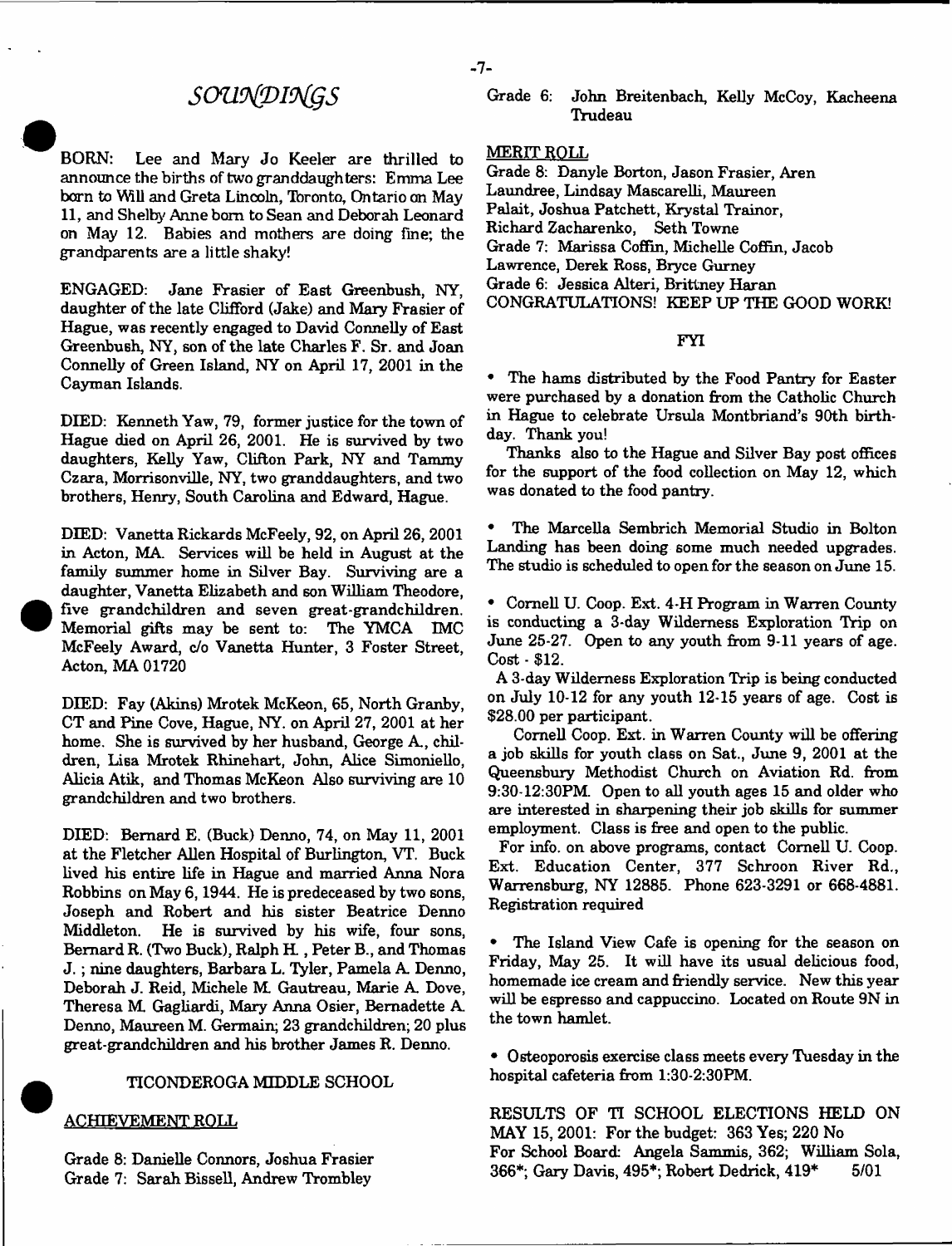# *SOUNDINGS*

BORN: Lee and Mary Jo Keeler are thrilled to announce the births of two granddaughters: Emma Lee born to Will and Greta Lincoln, Toronto, Ontario on May 11, and Shelby Anne born to Sean and Deborah Leonard on May 12. Babies and mothers are doing fine; the grandparents are a little shaky!

ENGAGED: Jane Frasier of East Greenbush, NY, daughter of the late Clifford (Jake) and Mary Frasier of Hague, was recently engaged to David Connelly of East Greenbush, NY, son of the late Charles F. Sr. and Joan Connelly of Green Island, NY on April 17, 2001 in the Cayman Islands.

DIED: Kenneth Yaw, 79, former justice for the town of Hague died on April 26, 2001. He is survived by two daughters, Kelly Yaw, Clifton Park, NY and Tammy Czara, Morrisonville, NY, two granddaughters, and two brothers, Henry, South Carolina and Edward, Hague.

DIED: Vanetta Rickards McFeely, 92, on April 26, 2001 in Acton, MA. Services will be held in August at the family summer home in Silver Bay. Surviving are a daughter, Vanetta Elizabeth and son William Theodore, five grandchildren and seven great-grandchildren. Memorial gifts may be sent to: The YMCA IMC McFeely Award, c/o Vanetta Hunter, 3 Foster Street, Acton, MA 01720

DIED: Fay (Akins) Mrotek McKeon, 65, North Granby, CT and Pine Cove, Hague, NY. on April 27, 2001 at her home. She is survived by her husband, George A., children, Lisa Mrotek Rhinehart, John, Alice Simoniello, Alicia Atik, and Thomas McKeon Also surviving are 10 grandchildren and two brothers.

DIED: Bernard E. (Buck) Denno, 74, on May 11, 2001 at the Fletcher Allen Hospital of Burlington, VT. Buck lived his entire life in Hague and married Anna Nora Robbins on May 6, 1944. He is predeceased by two sons, Joseph and Robert and his sister Beatrice Denno Middleton. He is survived by his wife, four sons, Bernard R. (Two Buck), Ralph H. , Peter B., and Thomas J. ; nine daughters, Barbara L. Tyler, Pamela A. Denno, Deborah J. Reid, Michele M. Gautreau, Marie A. Dove, Theresa M. Gagliardi, Mary Anna Osier, Bernadette A. Denno, Maureen M. Germain; 23 grandchildren; 20 plus great-grandchildren and his brother James R. Denno.

## TICONDEROGA MIDDLE SCHOOL

### ACHIEVEMENT ROLL

Grade 8: Danielle Connors, Joshua Frasier
Grade 7: Sarah Bissell, Andrew Trombley
Grade 6: John Breitenbach, Kelly McCoy, Kacheena Trudeau

### MERIT ROLL

Grade 8: Danyle Borton, Jason Frasier, Aren Laundree, Lindsay Mascarelli, Maureen Palait, Joshua Patchett, Krystal Trainor, Richard Zacharenko, Seth Towne
Grade 7: Marissa Coffin, Michelle Coffin, Jacob Lawrence, Derek Ross, Bryce Gurney
Grade 6: Jessica Alteri, Brittney Haran
CONGRATULATIONS! KEEP UP THE GOOD WORK!

## FYI

• The hams distributed by the Food Pantry for Easter were purchased by a donation from the Catholic Church in Hague to celebrate Ursula Montbriand's 90th birthday. Thank you!

Thanks also to the Hague and Silver Bay post offices for the support of the food collection on May 12, which was donated to the food pantry.

• The Marcella Sembrich Memorial Studio in Bolton Landing has been doing some much needed upgrades. The studio is scheduled to open for the season on June 15.

• Cornell U. Coop. Ext. 4-H Program in Warren County is conducting a 3-day Wilderness Exploration Trip on June 25-27. Open to any youth from 9-11 years of age. Cost - $12.

A 3-day Wilderness Exploration Trip is being conducted on July 10-12 for any youth 12-15 years of age. Cost is $28.00 per participant.

Cornell Coop. Ext. in Warren County will be offering a job skills for youth class on Sat., June 9, 2001 at the Queensbury Methodist Church on Aviation Rd. from 9:30-12:30PM. Open to all youth ages 15 and older who are interested in sharpening their job skills for summer employment. Class is free and open to the public.

For info. on above programs, contact Cornell U. Coop. Ext. Education Center, 377 Schroon River Rd., Warrensburg, NY 12885. Phone 623-3291 or 668-4881. Registration required

• The Island View Cafe is opening for the season on Friday, May 25. It will have its usual delicious food, homemade ice cream and friendly service. New this year will be espresso and cappuccino. Located on Route 9N in the town hamlet.

• Osteoporosis exercise class meets every Tuesday in the hospital cafeteria from 1:30-2:30PM.

RESULTS OF TI SCHOOL ELECTIONS HELD ON MAY 15, 2001: For the budget: 363 Yes; 220 No
For School Board: Angela Sammis, 362; William Sola, 366*; Gary Davis, 495*; Robert Dedrick, 419* 5/01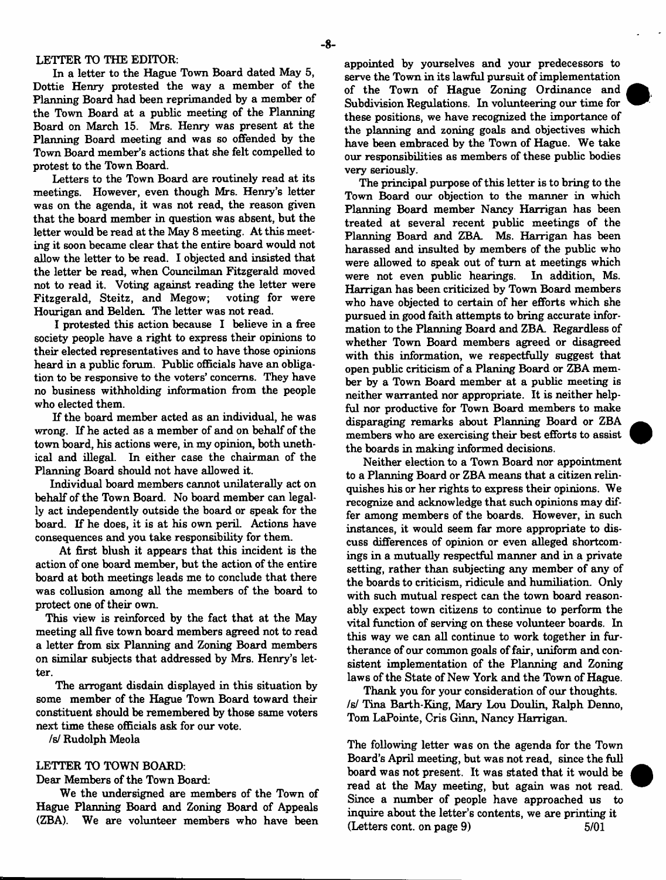LETTER TO THE EDITOR:

In a letter to the Hague Town Board dated May 5, Dottie Henry protested the way a member of the Planning Board had been reprimanded by a member of the Town Board at a public meeting of the Planning Board on March 15. Mrs. Henry was present at the Planning Board meeting and was so offended by the Town Board member's actions that she felt compelled to protest to the Town Board.

Letters to the Town Board are routinely read at its meetings. However, even though Mrs. Henry's letter was on the agenda, it was not read, the reason given that the board member in question was absent, but the letter would be read at the May 8 meeting. At this meeting it soon became clear that the entire board would not allow the letter to be read. I objected and insisted that the letter be read, when Councilman Fitzgerald moved not to read it. Voting against reading the letter were Fitzgerald, Steitz, and Megow; voting for were Hourigan and Belden. The letter was not read.

I protested this action because I believe in a free society people have a right to express their opinions to their elected representatives and to have those opinions heard in a public forum. Public officials have an obligation to be responsive to the voters' concerns. They have no business withholding information from the people who elected them.

If the board member acted as an individual, he was wrong. If he acted as a member of and on behalf of the town board, his actions were, in my opinion, both unethical and illegal. In either case the chairman of the Planning Board should not have allowed it.

Individual board members cannot unilaterally act on behalf of the Town Board. No board member can legally act independently outside the board or speak for the board. If he does, it is at his own peril. Actions have consequences and you take responsibility for them.

At first blush it appears that this incident is the action of one board member, but the action of the entire board at both meetings leads me to conclude that there was collusion among all the members of the board to protect one of their own.

This view is reinforced by the fact that at the May meeting all five town board members agreed not to read a letter from six Planning and Zoning Board members on similar subjects that addressed by Mrs. Henry's letter.

The arrogant disdain displayed in this situation by some member of the Hague Town Board toward their constituent should be remembered by those same voters next time these officials ask for our vote.

/s/ Rudolph Meola

LETTER TO TOWN BOARD:

Dear Members of the Town Board:

We the undersigned are members of the Town of Hague Planning Board and Zoning Board of Appeals (ZBA). We are volunteer members who have been appointed by yourselves and your predecessors to serve the Town in its lawful pursuit of implementation of the Town of Hague Zoning Ordinance and Subdivision Regulations. In volunteering our time for these positions, we have recognized the importance of the planning and zoning goals and objectives which have been embraced by the Town of Hague. We take our responsibilities as members of these public bodies very seriously.

The principal purpose of this letter is to bring to the Town Board our objection to the manner in which Planning Board member Nancy Harrigan has been treated at several recent public meetings of the Planning Board and ZBA. Ms. Harrigan has been harassed and insulted by members of the public who were allowed to speak out of turn at meetings which were not even public hearings. In addition, Ms. Harrigan has been criticized by Town Board members who have objected to certain of her efforts which she pursued in good faith attempts to bring accurate information to the Planning Board and ZBA. Regardless of whether Town Board members agreed or disagreed with this information, we respectfully suggest that open public criticism of a Planing Board or ZBA member by a Town Board member at a public meeting is neither warranted nor appropriate. It is neither helpful nor productive for Town Board members to make disparaging remarks about Planning Board or ZBA members who are exercising their best efforts to assist the boards in making informed decisions.

Neither election to a Town Board nor appointment to a Planning Board or ZBA means that a citizen relinquishes his or her rights to express their opinions. We recognize and acknowledge that such opinions may differ among members of the boards. However, in such instances, it would seem far more appropriate to discuss differences of opinion or even alleged shortcomings in a mutually respectful manner and in a private setting, rather than subjecting any member of any of the boards to criticism, ridicule and humiliation. Only with such mutual respect can the town board reasonably expect town citizens to continue to perform the vital function of serving on these volunteer boards. In this way we can all continue to work together in furtherance of our common goals of fair, uniform and consistent implementation of the Planning and Zoning laws of the State of New York and the Town of Hague.

Thank you for your consideration of our thoughts.

/s/ Tina Barth-King, Mary Lou Doulin, Ralph Denno, Tom LaPointe, Cris Ginn, Nancy Harrigan.

The following letter was on the agenda for the Town Board's April meeting, but was not read, since the full board was not present. It was stated that it would be read at the May meeting, but again was not read. Since a number of people have approached us to inquire about the letter's contents, we are printing it

(Letters cont. on page 9) 5/01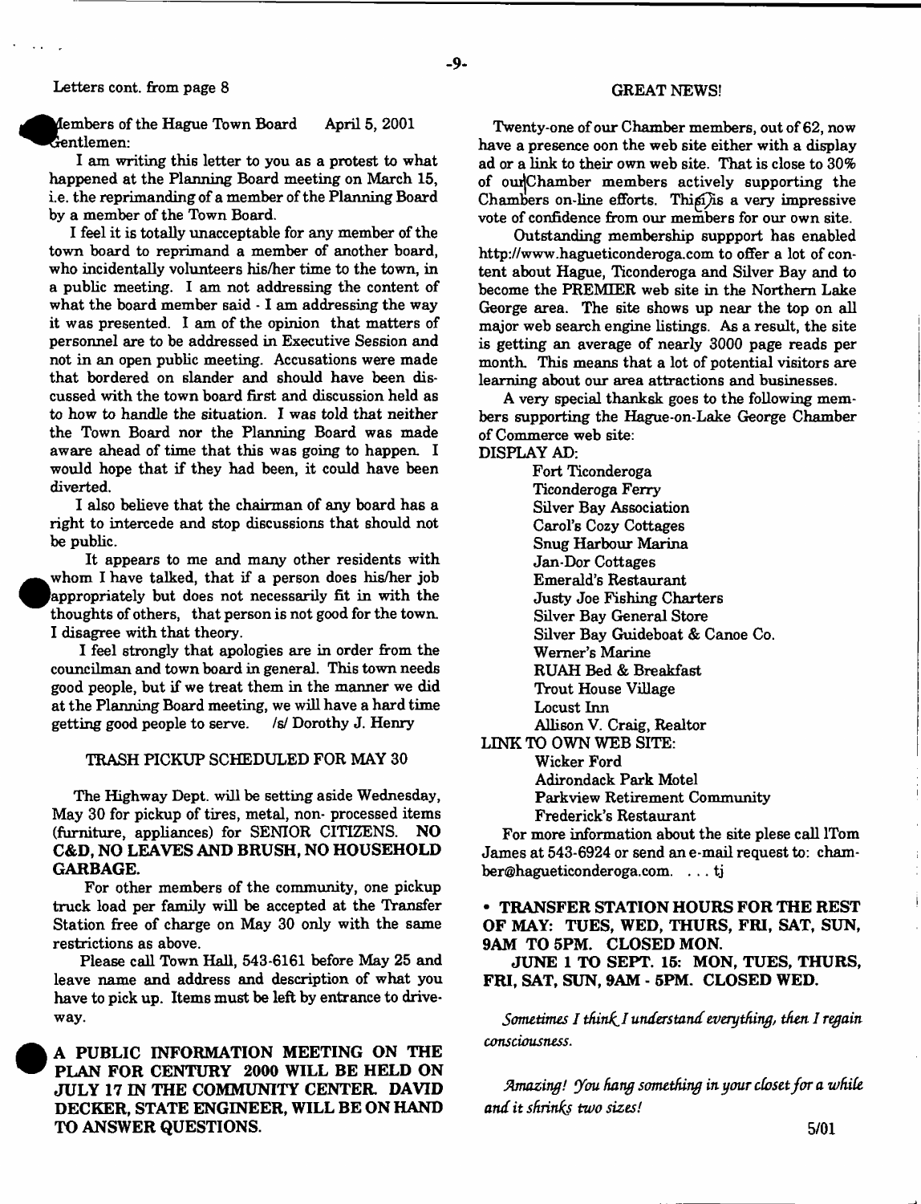Letters cont. from page 8

Members of the Hague Town Board April 5, 2001
Gentlemen:

I am writing this letter to you as a protest to what happened at the Planning Board meeting on March 15, i.e. the reprimanding of a member of the Planning Board by a member of the Town Board.

I feel it is totally unacceptable for any member of the town board to reprimand a member of another board, who incidentally volunteers his/her time to the town, in a public meeting. I am not addressing the content of what the board member said - I am addressing the way it was presented. I am of the opinion that matters of personnel are to be addressed in Executive Session and not in an open public meeting. Accusations were made that bordered on slander and should have been discussed with the town board first and discussion held as to how to handle the situation. I was told that neither the Town Board nor the Planning Board was made aware ahead of time that this was going to happen. I would hope that if they had been, it could have been diverted.

I also believe that the chairman of any board has a right to intercede and stop discussions that should not be public.

It appears to me and many other residents with whom I have talked, that if a person does his/her job appropriately but does not necessarily fit in with the thoughts of others, that person is not good for the town. I disagree with that theory.

I feel strongly that apologies are in order from the councilman and town board in general. This town needs good people, but if we treat them in the manner we did at the Planning Board meeting, we will have a hard time getting good people to serve. /s/ Dorothy J. Henry

## TRASH PICKUP SCHEDULED FOR MAY 30

The Highway Dept. will be setting aside Wednesday, May 30 for pickup of tires, metal, non- processed items (furniture, appliances) for SENIOR CITIZENS. **NO C&D, NO LEAVES AND BRUSH, NO HOUSEHOLD GARBAGE.**

For other members of the community, one pickup truck load per family will be accepted at the Transfer Station free of charge on May 30 only with the same restrictions as above.

Please call Town Hall, 543-6161 before May 25 and leave name and address and description of what you have to pick up. Items must be left by entrance to driveway.

**A PUBLIC INFORMATION MEETING ON THE PLAN FOR CENTURY 2000 WILL BE HELD ON JULY 17 IN THE COMMUNITY CENTER. DAVID DECKER, STATE ENGINEER, WILL BE ON HAND TO ANSWER QUESTIONS.**

## GREAT NEWS!

Twenty-one of our Chamber members, out of 62, now have a presence oon the web site either with a display ad or a link to their own web site. That is close to 30% of our Chamber members actively supporting the Chambers on-line efforts. This is a very impressive vote of confidence from our members for our own site.

Outstanding membership suppport has enabled http://www.hagueticonderoga.com to offer a lot of content about Hague, Ticonderoga and Silver Bay and to become the PREMIER web site in the Northern Lake George area. The site shows up near the top on all major web search engine listings. As a result, the site is getting an average of nearly 3000 page reads per month. This means that a lot of potential visitors are learning about our area attractions and businesses.

A very special thanksk goes to the following members supporting the Hague-on-Lake George Chamber of Commerce web site:

DISPLAY AD:

- Fort Ticonderoga
- Ticonderoga Ferry
- Silver Bay Association
- Carol's Cozy Cottages
- Snug Harbour Marina
- Jan-Dor Cottages
- Emerald's Restaurant
- Justy Joe Fishing Charters
- Silver Bay General Store
- Silver Bay Guideboat & Canoe Co.
- Werner's Marine
- RUAH Bed & Breakfast
- Trout House Village
- Locust Inn
- Allison V. Craig, Realtor

LINK TO OWN WEB SITE:

- Wicker Ford
- Adirondack Park Motel
- Parkview Retirement Community
- Frederick's Restaurant

For more information about the site plese call lTom James at 543-6924 or send an e-mail request to: chamber@hagueticonderoga.com. . . . tj

- **TRANSFER STATION HOURS FOR THE REST OF MAY: TUES, WED, THURS, FRI, SAT, SUN, 9AM TO 5PM. CLOSED MON.**

**JUNE 1 TO SEPT. 15: MON, TUES, THURS, FRI, SAT, SUN, 9AM - 5PM. CLOSED WED.**

*Sometimes I think I understand everything, then I regain consciousness.*

*Amazing! You hang something in your closet for a while and it shrinks two sizes!*

5/01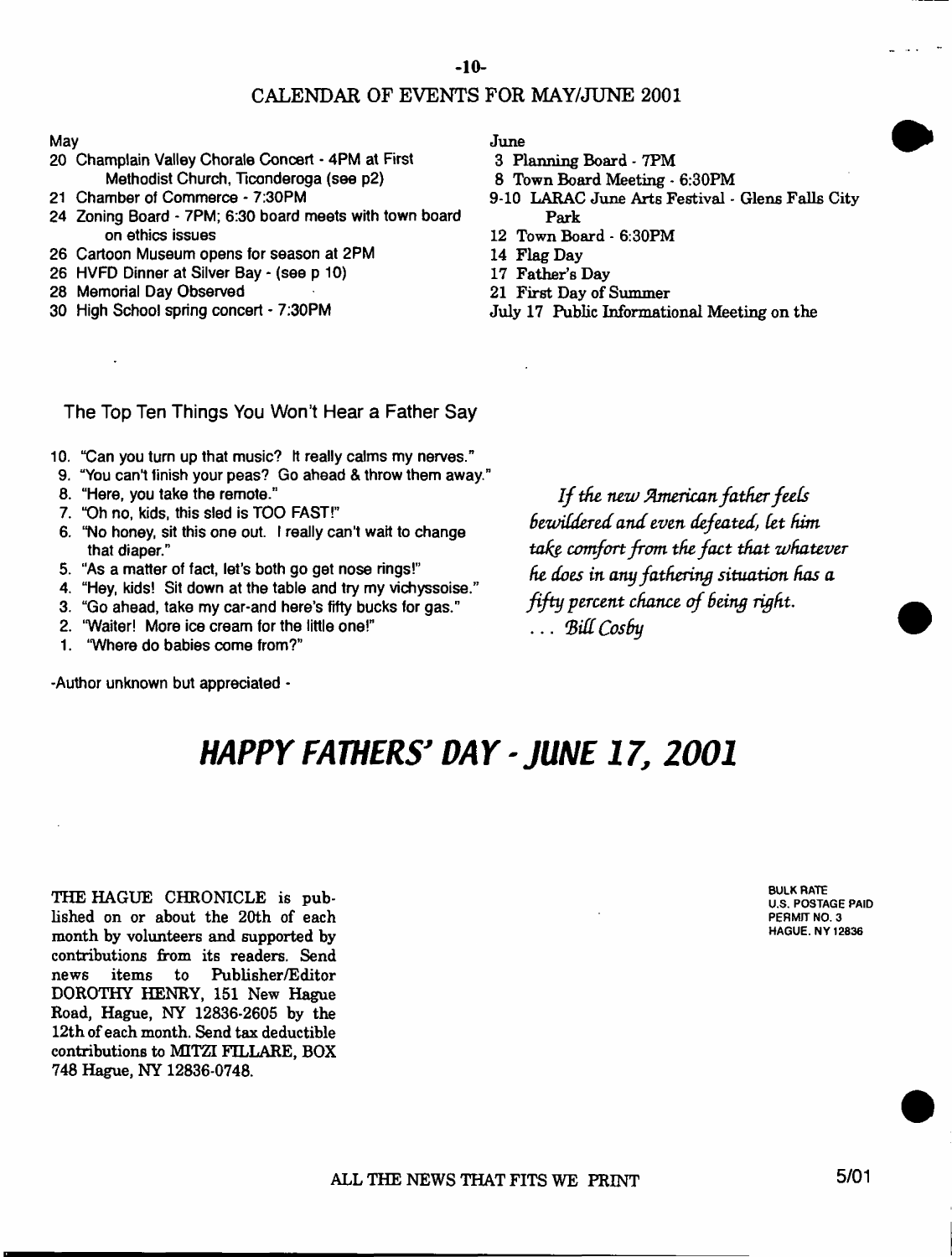## CALENDAR OF EVENTS FOR MAY/JUNE 2001

May

- 20 Champlain Valley Chorale Concert - 4PM at First Methodist Church, Ticonderoga (see p2)
- 21 Chamber of Commerce - 7:30PM
- 24 Zoning Board - 7PM; 6:30 board meets with town board on ethics issues
- 26 Cartoon Museum opens for season at 2PM
- 26 HVFD Dinner at Silver Bay - (see p 10)
- 28 Memorial Day Observed
- 30 High School spring concert - 7:30PM

June

- 3 Planning Board - 7PM
- 8 Town Board Meeting - 6:30PM
- 9-10 LARAC June Arts Festival - Glens Falls City Park
- 12 Town Board - 6:30PM
- 14 Flag Day
- 17 Father's Day
- 21 First Day of Summer
- July 17 Public Informational Meeting on the

### The Top Ten Things You Won't Hear a Father Say

10. "Can you turn up that music? It really calms my nerves."
9. "You can't finish your peas? Go ahead & throw them away."
8. "Here, you take the remote."
7. "Oh no, kids, this sled is TOO FAST!"
6. "No honey, sit this one out. I really can't wait to change that diaper."
5. "As a matter of fact, let's both go get nose rings!"
4. "Hey, kids! Sit down at the table and try my vichyssoise."
3. "Go ahead, take my car-and here's fifty bucks for gas."
2. "Waiter! More ice cream for the little one!"
1. "Where do babies come from?"

-Author unknown but appreciated -

*If the new American father feels bewildered and even defeated, let him take comfort from the fact that whatever he does in any fathering situation has a fifty percent chance of being right.*
*. . . Bill Cosby*

# *HAPPY FATHERS' DAY - JUNE 17, 2001*

THE HAGUE CHRONICLE is published on or about the 20th of each month by volunteers and supported by contributions from its readers. Send news items to Publisher/Editor DOROTHY HENRY, 151 New Hague Road, Hague, NY 12836-2605 by the 12th of each month. Send tax deductible contributions to MITZI FILLARE, BOX 748 Hague, NY 12836-0748.

BULK RATE
U.S. POSTAGE PAID
PERMIT NO. 3
HAGUE, NY 12836

ALL THE NEWS THAT FITS WE PRINT

5/01